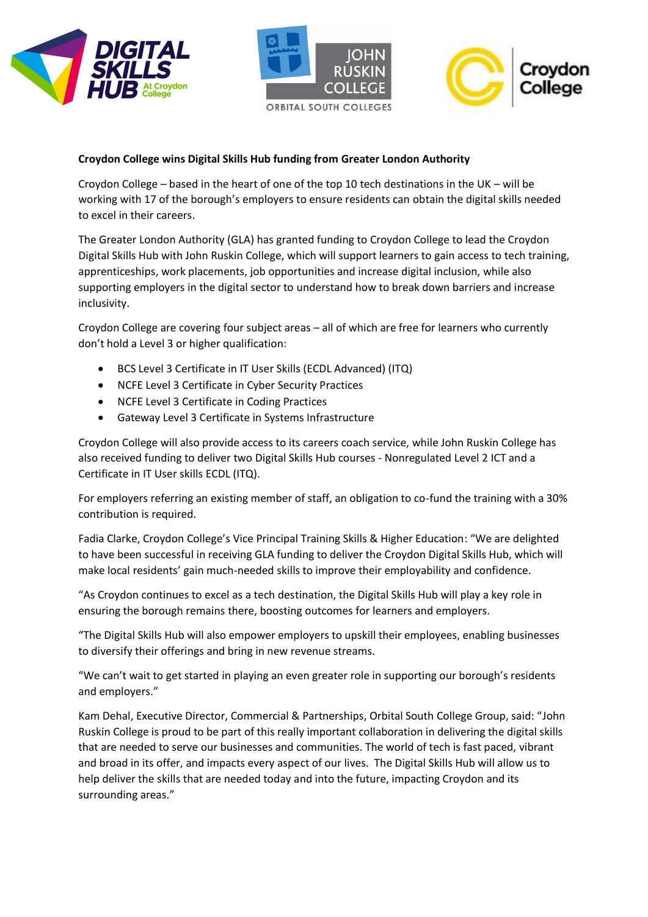**Croydon College wins Digital Skills Hub funding from Greater London Authority**

Croydon College – based in the heart of one of the top 10 tech destinations in the UK – will be working with 17 of the borough's employers to ensure residents can obtain the digital skills needed to excel in their careers.

The Greater London Authority (GLA) has granted funding to Croydon College to lead the Croydon Digital Skills Hub with John Ruskin College, which will support learners to gain access to tech training, apprenticeships, work placements, job opportunities and increase digital inclusion, while also supporting employers in the digital sector to understand how to break down barriers and increase inclusivity.

Croydon College are covering four subject areas – all of which are free for learners who currently don't hold a Level 3 or higher qualification:

- BCS Level 3 Certificate in IT User Skills (ECDL Advanced) (ITQ)
- NCFE Level 3 Certificate in Cyber Security Practices
- NCFE Level 3 Certificate in Coding Practices
- Gateway Level 3 Certificate in Systems Infrastructure

Croydon College will also provide access to its careers coach service, while John Ruskin College has also received funding to deliver two Digital Skills Hub courses - Nonregulated Level 2 ICT and a Certificate in IT User skills ECDL (ITQ).

For employers referring an existing member of staff, an obligation to co-fund the training with a 30% contribution is required.

Fadia Clarke, Croydon College's Vice Principal Training Skills & Higher Education: "We are delighted to have been successful in receiving GLA funding to deliver the Croydon Digital Skills Hub, which will make local residents' gain much-needed skills to improve their employability and confidence.

"As Croydon continues to excel as a tech destination, the Digital Skills Hub will play a key role in ensuring the borough remains there, boosting outcomes for learners and employers.

"The Digital Skills Hub will also empower employers to upskill their employees, enabling businesses to diversify their offerings and bring in new revenue streams.

"We can't wait to get started in playing an even greater role in supporting our borough's residents and employers."

Kam Dehal, Executive Director, Commercial & Partnerships, Orbital South College Group, said: "John Ruskin College is proud to be part of this really important collaboration in delivering the digital skills that are needed to serve our businesses and communities. The world of tech is fast paced, vibrant and broad in its offer, and impacts every aspect of our lives. The Digital Skills Hub will allow us to help deliver the skills that are needed today and into the future, impacting Croydon and its surrounding areas."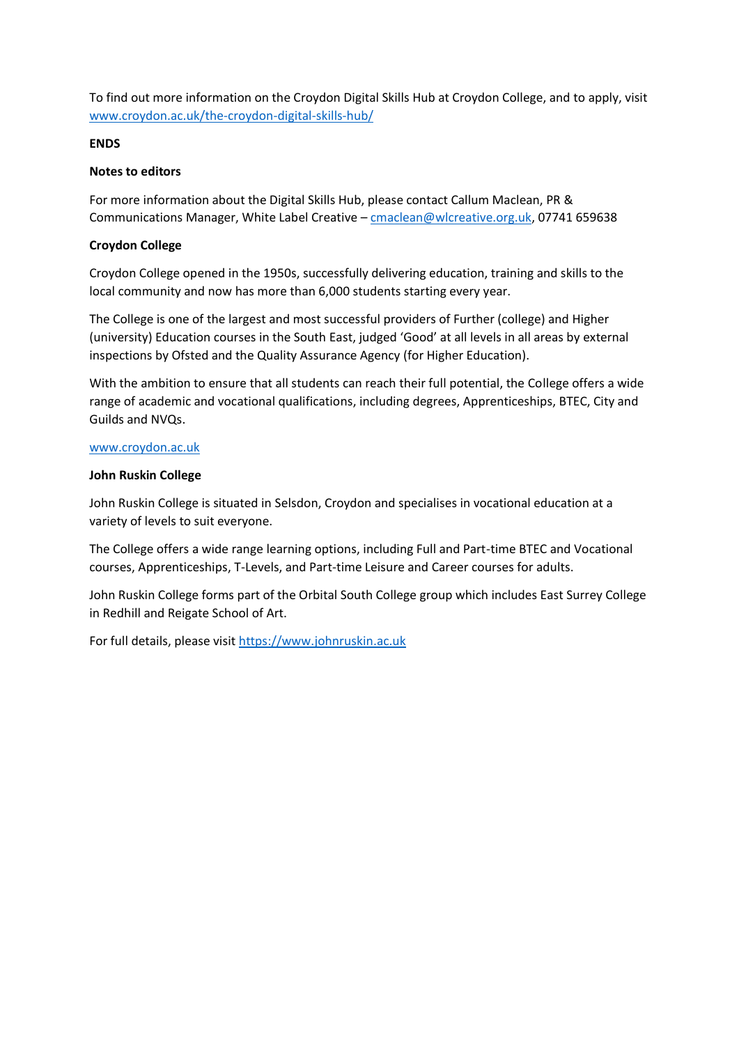To find out more information on the Croydon Digital Skills Hub at Croydon College, and to apply, visit www.croydon.ac.uk/the-croydon-digital-skills-hub/

**ENDS**

**Notes to editors**

For more information about the Digital Skills Hub, please contact Callum Maclean, PR & Communications Manager, White Label Creative – cmaclean@wlcreative.org.uk, 07741 659638

**Croydon College**

Croydon College opened in the 1950s, successfully delivering education, training and skills to the local community and now has more than 6,000 students starting every year.

The College is one of the largest and most successful providers of Further (college) and Higher (university) Education courses in the South East, judged 'Good' at all levels in all areas by external inspections by Ofsted and the Quality Assurance Agency (for Higher Education).

With the ambition to ensure that all students can reach their full potential, the College offers a wide range of academic and vocational qualifications, including degrees, Apprenticeships, BTEC, City and Guilds and NVQs.

www.croydon.ac.uk

**John Ruskin College**

John Ruskin College is situated in Selsdon, Croydon and specialises in vocational education at a variety of levels to suit everyone.

The College offers a wide range learning options, including Full and Part-time BTEC and Vocational courses, Apprenticeships, T-Levels, and Part-time Leisure and Career courses for adults.

John Ruskin College forms part of the Orbital South College group which includes East Surrey College in Redhill and Reigate School of Art.

For full details, please visit https://www.johnruskin.ac.uk